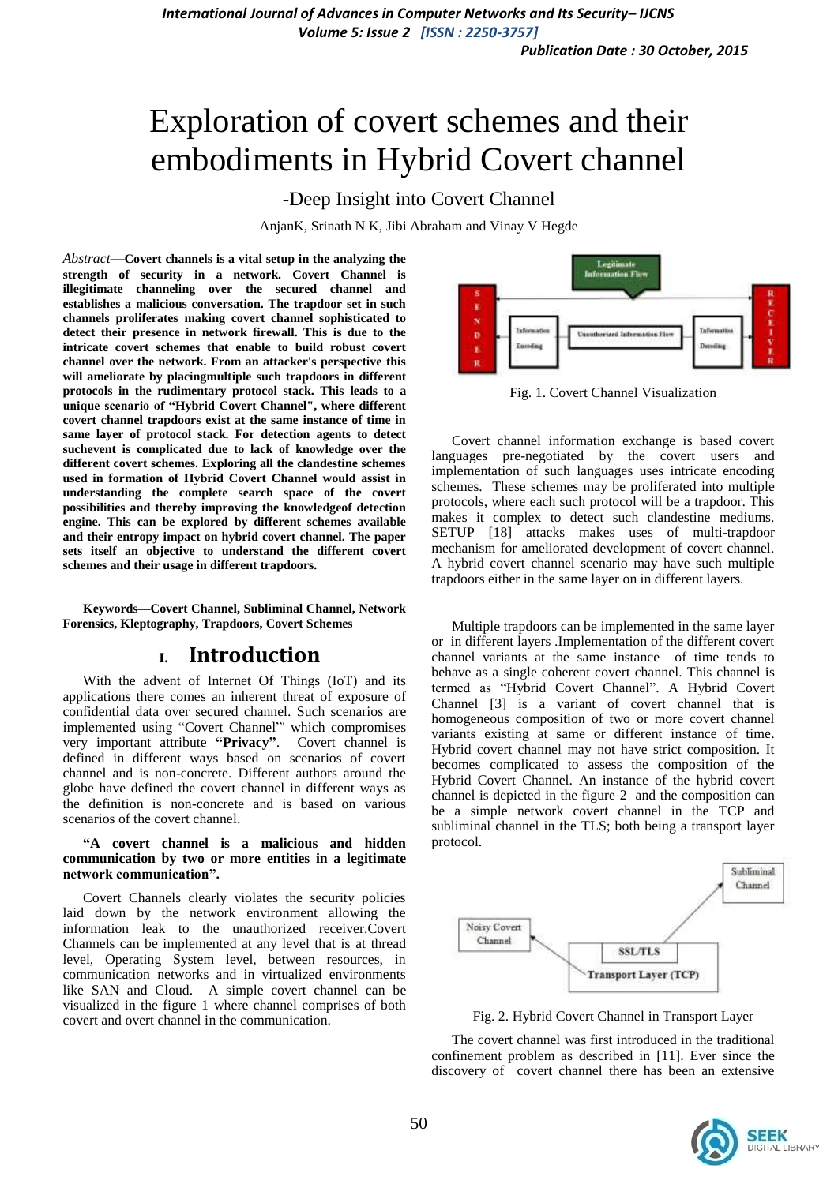# Exploration of covert schemes and their embodiments in Hybrid Covert channel

## -Deep Insight into Covert Channel

AnjanK, Srinath N K, Jibi Abraham and Vinay V Hegde

*Abstract*—**Covert channels is a vital setup in the analyzing the strength of security in a network. Covert Channel is illegitimate channeling over the secured channel and establishes a malicious conversation. The trapdoor set in such channels proliferates making covert channel sophisticated to detect their presence in network firewall. This is due to the intricate covert schemes that enable to build robust covert channel over the network. From an attacker's perspective this will ameliorate by placingmultiple such trapdoors in different protocols in the rudimentary protocol stack. This leads to a unique scenario of "Hybrid Covert Channel", where different covert channel trapdoors exist at the same instance of time in same layer of protocol stack. For detection agents to detect suchevent is complicated due to lack of knowledge over the different covert schemes. Exploring all the clandestine schemes used in formation of Hybrid Covert Channel would assist in understanding the complete search space of the covert possibilities and thereby improving the knowledgeof detection engine. This can be explored by different schemes available and their entropy impact on hybrid covert channel. The paper sets itself an objective to understand the different covert schemes and their usage in different trapdoors.**

**Keywords—Covert Channel, Subliminal Channel, Network Forensics, Kleptography, Trapdoors, Covert Schemes**

## I. Introduction

With the advent of Internet Of Things (IoT) and its applications there comes an inherent threat of exposure of confidential data over secured channel. Such scenarios are implemented using "Covert Channel"' which compromises very important attribute **"Privacy"**. Covert channel is defined in different ways based on scenarios of covert channel and is non-concrete. Different authors around the globe have defined the covert channel in different ways as the definition is non-concrete and is based on various scenarios of the covert channel.

**"A covert channel is a malicious and hidden communication by two or more entities in a legitimate network communication".**

Covert Channels clearly violates the security policies laid down by the network environment allowing the information leak to the unauthorized receiver.Covert Channels can be implemented at any level that is at thread level, Operating System level, between resources, in communication networks and in virtualized environments like SAN and Cloud. A simple covert channel can be visualized in the figure 1 where channel comprises of both covert and overt channel in the communication.

Fig. 1. Covert Channel Visualization

Covert channel information exchange is based covert languages pre-negotiated by the covert users and implementation of such languages uses intricate encoding schemes. These schemes may be proliferated into multiple protocols, where each such protocol will be a trapdoor. This makes it complex to detect such clandestine mediums. SETUP [18] attacks makes uses of multi-trapdoor mechanism for ameliorated development of covert channel. A hybrid covert channel scenario may have such multiple trapdoors either in the same layer on in different layers.

Multiple trapdoors can be implemented in the same layer or in different layers .Implementation of the different covert channel variants at the same instance of time tends to behave as a single coherent covert channel. This channel is termed as "Hybrid Covert Channel". A Hybrid Covert Channel [3] is a variant of covert channel that is homogeneous composition of two or more covert channel variants existing at same or different instance of time. Hybrid covert channel may not have strict composition. It becomes complicated to assess the composition of the Hybrid Covert Channel. An instance of the hybrid covert channel is depicted in the figure 2 and the composition can be a simple network covert channel in the TCP and subliminal channel in the TLS; both being a transport layer protocol.

Fig. 2. Hybrid Covert Channel in Transport Layer

The covert channel was first introduced in the traditional confinement problem as described in [11]. Ever since the discovery of covert channel there has been an extensive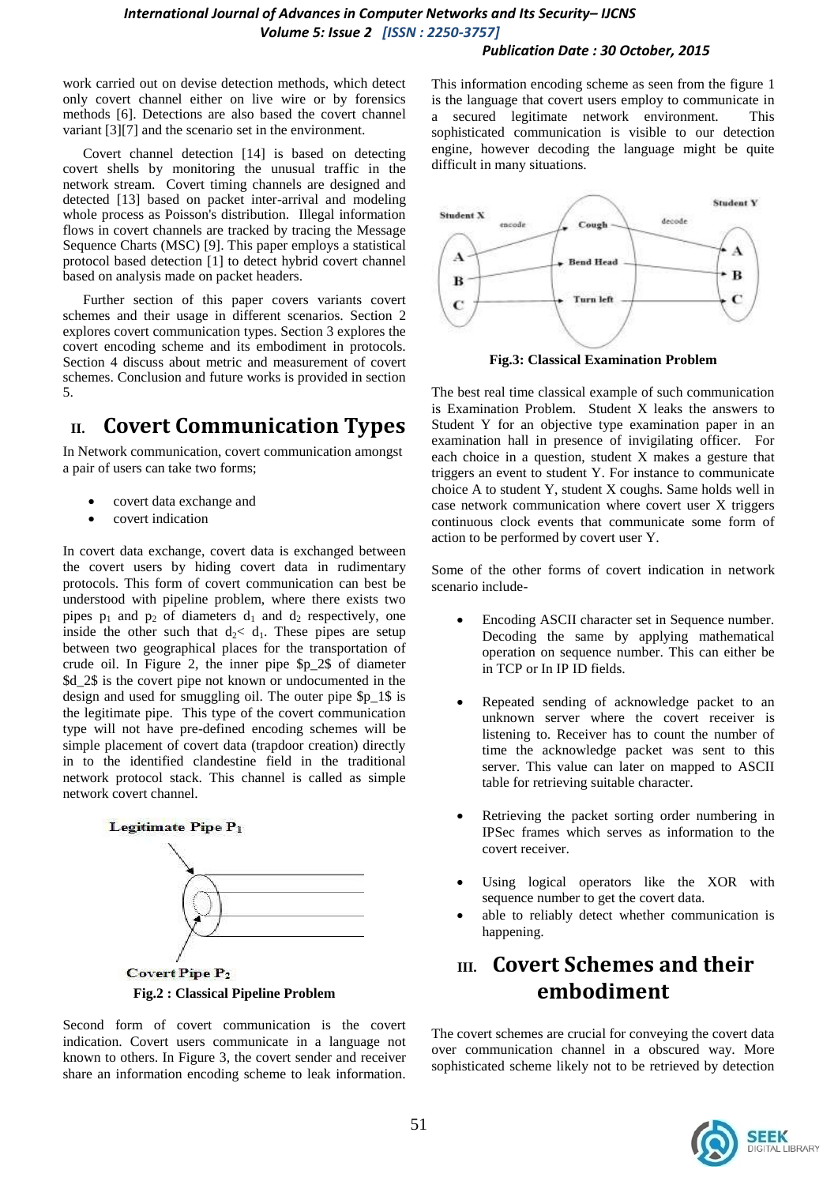work carried out on devise detection methods, which detect only covert channel either on live wire or by forensics methods [6]. Detections are also based the covert channel variant [3][7] and the scenario set in the environment.

Covert channel detection [14] is based on detecting covert shells by monitoring the unusual traffic in the network stream. Covert timing channels are designed and detected [13] based on packet inter-arrival and modeling whole process as Poisson's distribution. Illegal information flows in covert channels are tracked by tracing the Message Sequence Charts (MSC) [9]. This paper employs a statistical protocol based detection [1] to detect hybrid covert channel based on analysis made on packet headers.

Further section of this paper covers variants covert schemes and their usage in different scenarios. Section 2 explores covert communication types. Section 3 explores the covert encoding scheme and its embodiment in protocols. Section 4 discuss about metric and measurement of covert schemes. Conclusion and future works is provided in section 5.

## II. Covert Communication Types

In Network communication, covert communication amongst a pair of users can take two forms;

- covert data exchange and
- covert indication

In covert data exchange, covert data is exchanged between the covert users by hiding covert data in rudimentary protocols. This form of covert communication can best be understood with pipeline problem, where there exists two pipes $p_1$ and $p_2$ of diameters $d_1$ and $d_2$ respectively, one inside the other such that $d_2 < d_1$. These pipes are setup between two geographical places for the transportation of crude oil. In Figure 2, the inner pipe $p_2$ of diameter $d_2$ is the covert pipe not known or undocumented in the design and used for smuggling oil. The outer pipe $p_1$ is the legitimate pipe. This type of the covert communication type will not have pre-defined encoding schemes will be simple placement of covert data (trapdoor creation) directly in to the identified clandestine field in the traditional network protocol stack. This channel is called as simple network covert channel.

Legitimate Pipe $P_1$

Covert Pipe $P_2$

**Fig.2 : Classical Pipeline Problem**

Second form of covert communication is the covert indication. Covert users communicate in a language not known to others. In Figure 3, the covert sender and receiver share an information encoding scheme to leak information. This information encoding scheme as seen from the figure 1 is the language that covert users employ to communicate in a secured legitimate network environment. This sophisticated communication is visible to our detection engine, however decoding the language might be quite difficult in many situations.

Student X — encode — Cough / Bend Head / Turn left — decode — Student Y (A, B, C → A, B, C)

**Fig.3: Classical Examination Problem**

The best real time classical example of such communication is Examination Problem. Student X leaks the answers to Student Y for an objective type examination paper in an examination hall in presence of invigilating officer. For each choice in a question, student X makes a gesture that triggers an event to student Y. For instance to communicate choice A to student Y, student X coughs. Same holds well in case network communication where covert user X triggers continuous clock events that communicate some form of action to be performed by covert user Y.

Some of the other forms of covert indication in network scenario include-

- Encoding ASCII character set in Sequence number. Decoding the same by applying mathematical operation on sequence number. This can either be in TCP or In IP ID fields.
- Repeated sending of acknowledge packet to an unknown server where the covert receiver is listening to. Receiver has to count the number of time the acknowledge packet was sent to this server. This value can later on mapped to ASCII table for retrieving suitable character.
- Retrieving the packet sorting order numbering in IPSec frames which serves as information to the covert receiver.
- Using logical operators like the XOR with sequence number to get the covert data.
- able to reliably detect whether communication is happening.

## III. Covert Schemes and their embodiment

The covert schemes are crucial for conveying the covert data over communication channel in a obscured way. More sophisticated scheme likely not to be retrieved by detection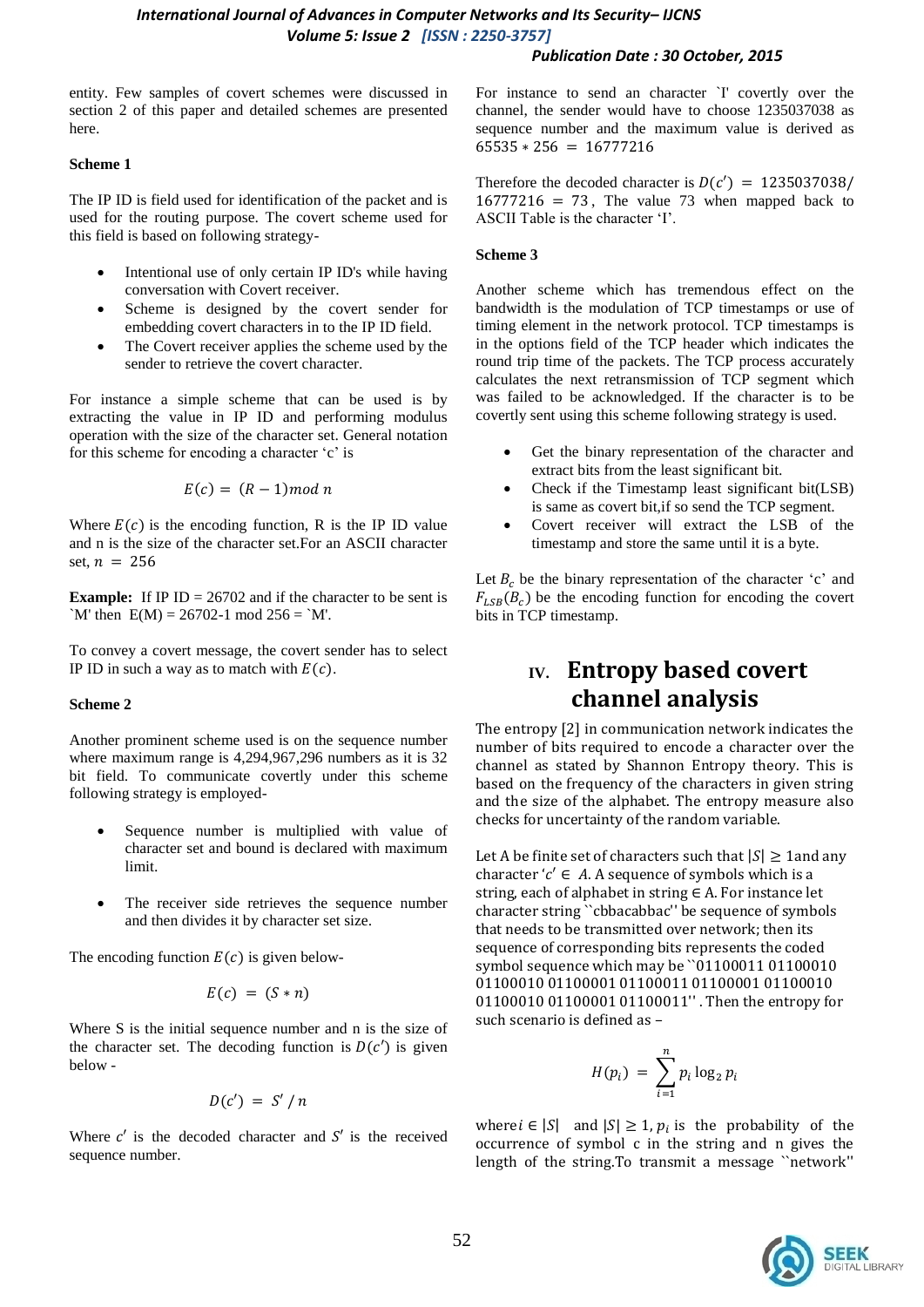entity. Few samples of covert schemes were discussed in section 2 of this paper and detailed schemes are presented here.

**Scheme 1**

The IP ID is field used for identification of the packet and is used for the routing purpose. The covert scheme used for this field is based on following strategy-

- Intentional use of only certain IP ID's while having conversation with Covert receiver.
- Scheme is designed by the covert sender for embedding covert characters in to the IP ID field.
- The Covert receiver applies the scheme used by the sender to retrieve the covert character.

For instance a simple scheme that can be used is by extracting the value in IP ID and performing modulus operation with the size of the character set. General notation for this scheme for encoding a character 'c' is

$$E(c) = (R - 1) mod\ n$$

Where $E(c)$ is the encoding function, R is the IP ID value and n is the size of the character set.For an ASCII character set, $n = 256$

**Example:** If IP ID = 26702 and if the character to be sent is `M' then E(M) = 26702-1 mod 256 = `M'.

To convey a covert message, the covert sender has to select IP ID in such a way as to match with $E(c)$.

**Scheme 2**

Another prominent scheme used is on the sequence number where maximum range is 4,294,967,296 numbers as it is 32 bit field. To communicate covertly under this scheme following strategy is employed-

- Sequence number is multiplied with value of character set and bound is declared with maximum limit.
- The receiver side retrieves the sequence number and then divides it by character set size.

The encoding function $E(c)$ is given below-

$$E(c) = (S * n)$$

Where S is the initial sequence number and n is the size of the character set. The decoding function is $D(c')$ is given below -

$$D(c') = S' / n$$

Where $c'$ is the decoded character and $S'$ is the received sequence number.

For instance to send an character `I' covertly over the channel, the sender would have to choose 1235037038 as sequence number and the maximum value is derived as $65535 * 256 = 16777216$

Therefore the decoded character is $D(c') = 1235037038/16777216 = 73$, The value 73 when mapped back to ASCII Table is the character 'I'.

**Scheme 3**

Another scheme which has tremendous effect on the bandwidth is the modulation of TCP timestamps or use of timing element in the network protocol. TCP timestamps is in the options field of the TCP header which indicates the round trip time of the packets. The TCP process accurately calculates the next retransmission of TCP segment which was failed to be acknowledged. If the character is to be covertly sent using this scheme following strategy is used.

- Get the binary representation of the character and extract bits from the least significant bit.
- Check if the Timestamp least significant bit(LSB) is same as covert bit,if so send the TCP segment.
- Covert receiver will extract the LSB of the timestamp and store the same until it is a byte.

Let $B_c$ be the binary representation of the character 'c' and $F_{LSB}(B_c)$ be the encoding function for encoding the covert bits in TCP timestamp.

## IV. Entropy based covert channel analysis

The entropy [2] in communication network indicates the number of bits required to encode a character over the channel as stated by Shannon Entropy theory. This is based on the frequency of the characters in given string and the size of the alphabet. The entropy measure also checks for uncertainty of the random variable.

Let A be finite set of characters such that $|S| \geq 1$and any character '$c' \in A$. A sequence of symbols which is a string, each of alphabet in string $\in$ A. For instance let character string ``cbbacabbac'' be sequence of symbols that needs to be transmitted over network; then its sequence of corresponding bits represents the coded symbol sequence which may be ``01100011 01100010 01100010 01100001 01100011 01100001 01100010 01100010 01100001 01100011''. Then the entropy for such scenario is defined as –

$$H(p_i) = \sum_{i=1}^{n} p_i \log_2 p_i$$

where$i \in |S|$ and $|S| \geq 1$, $p_i$ is the probability of the occurrence of symbol c in the string and n gives the length of the string.To transmit a message ``network''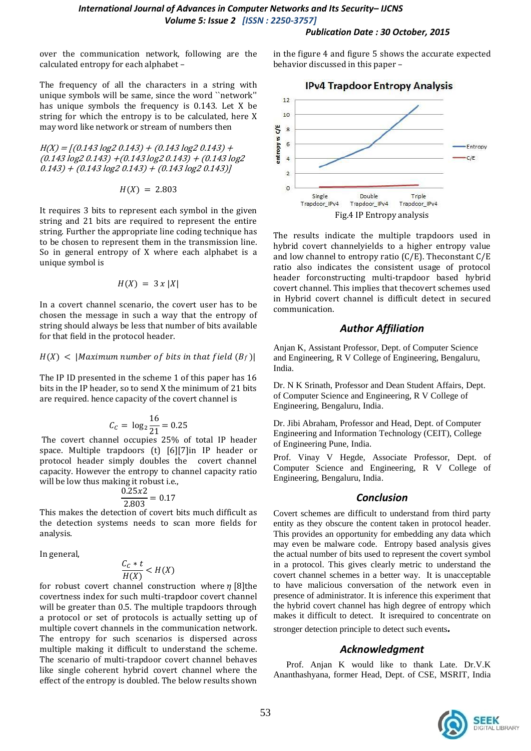over the communication network, following are the calculated entropy for each alphabet –

The frequency of all the characters in a string with unique symbols will be same, since the word ``network'' has unique symbols the frequency is 0.143. Let X be string for which the entropy is to be calculated, here X may word like network or stream of numbers then

*H(X) = [(0.143 log2 0.143) + (0.143 log2 0.143) + (0.143 log2 0.143) +(0.143 log2 0.143) + (0.143 log2 0.143) + (0.143 log2 0.143) + (0.143 log2 0.143)]*

$$H(X) = 2.803$$

It requires 3 bits to represent each symbol in the given string and 21 bits are required to represent the entire string. Further the appropriate line coding technique has to be chosen to represent them in the transmission line. So in general entropy of X where each alphabet is a unique symbol is

$$H(X) = 3\,x\,|X|$$

In a covert channel scenario, the covert user has to be chosen the message in such a way that the entropy of string should always be less that number of bits available for that field in the protocol header.

$$H(X) < |Maximum\ number\ of\ bits\ in\ that\ field\ (B_f)|$$

The IP ID presented in the scheme 1 of this paper has 16 bits in the IP header, so to send X the minimum of 21 bits are required. hence capacity of the covert channel is

$$C_C = \log_2 \frac{16}{21} = 0.25$$

The covert channel occupies 25% of total IP header space. Multiple trapdoors (t) [6][7]in IP header or protocol header simply doubles the covert channel capacity. However the entropy to channel capacity ratio will be low thus making it robust i.e.,

$$\frac{0.25x2}{2.803} = 0.17$$

This makes the detection of covert bits much difficult as the detection systems needs to scan more fields for analysis.

In general,

$$\frac{C_C * t}{H(X)} < H(X)$$

for robust covert channel construction where $\eta$ [8]the covertness index for such multi-trapdoor covert channel will be greater than 0.5. The multiple trapdoors through a protocol or set of protocols is actually setting up of multiple covert channels in the communication network. The entropy for such scenarios is dispersed across multiple making it difficult to understand the scheme. The scenario of multi-trapdoor covert channel behaves like single coherent hybrid covert channel where the effect of the entropy is doubled. The below results shown in the figure 4 and figure 5 shows the accurate expected behavior discussed in this paper –

**IPv4 Trapdoor Entropy Analysis**

Fig.4 IP Entropy analysis

The results indicate the multiple trapdoors used in hybrid covert channelyields to a higher entropy value and low channel to entropy ratio (C/E). Theconstant C/E ratio also indicates the consistent usage of protocol header forconstructing multi-trapdoor based hybrid covert channel. This implies that thecovert schemes used in Hybrid covert channel is difficult detect in secured communication.

## Author Affiliation

Anjan K, Assistant Professor, Dept. of Computer Science and Engineering, R V College of Engineering, Bengaluru, India.

Dr. N K Srinath, Professor and Dean Student Affairs, Dept. of Computer Science and Engineering, R V College of Engineering, Bengaluru, India.

Dr. Jibi Abraham, Professor and Head, Dept. of Computer Engineering and Information Technology (CEIT), College of Engineering Pune, India.

Prof. Vinay V Hegde, Associate Professor, Dept. of Computer Science and Engineering, R V College of Engineering, Bengaluru, India.

## Conclusion

Covert schemes are difficult to understand from third party entity as they obscure the content taken in protocol header. This provides an opportunity for embedding any data which may even be malware code. Entropy based analysis gives the actual number of bits used to represent the covert symbol in a protocol. This gives clearly metric to understand the covert channel schemes in a better way. It is unacceptable to have malicious conversation of the network even in presence of administrator. It is inference this experiment that the hybrid covert channel has high degree of entropy which makes it difficult to detect. It isrequired to concentrate on stronger detection principle to detect such events**.**

## Acknowledgment

Prof. Anjan K would like to thank Late. Dr.V.K Ananthashyana, former Head, Dept. of CSE, MSRIT, India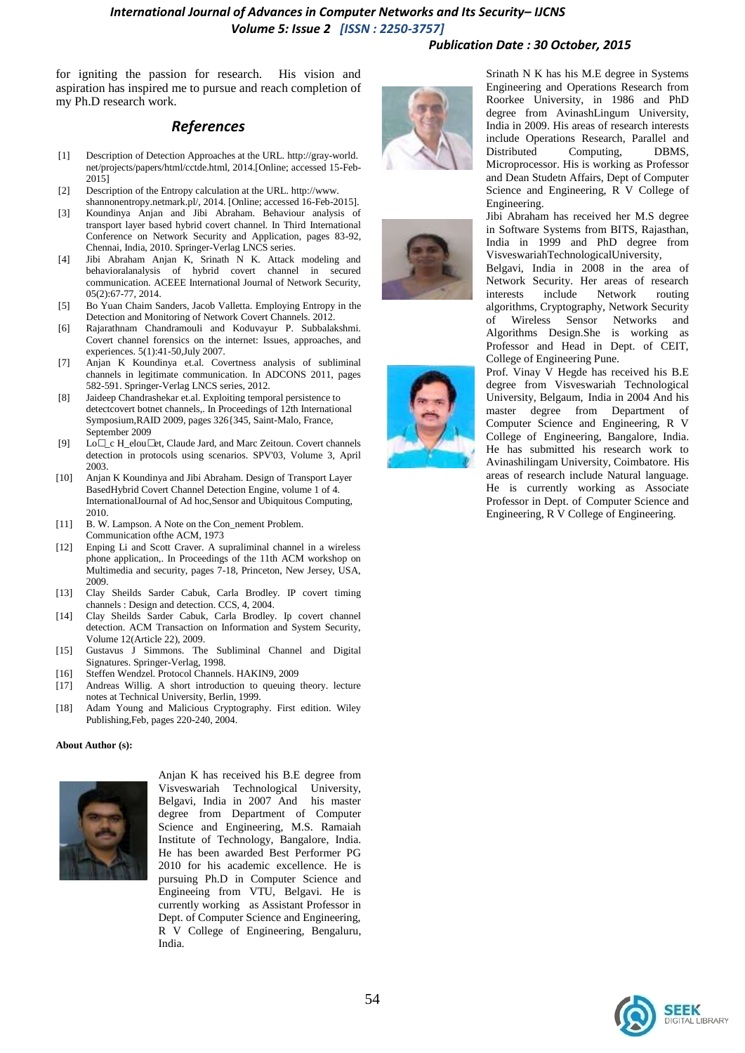for igniting the passion for research. His vision and aspiration has inspired me to pursue and reach completion of my Ph.D research work.

## References

[1] Description of Detection Approaches at the URL. http://gray-world. net/projects/papers/html/cctde.html, 2014.[Online; accessed 15-Feb-2015]

[2] Description of the Entropy calculation at the URL. http://www. shannonentropy.netmark.pl/, 2014. [Online; accessed 16-Feb-2015].

[3] Koundinya Anjan and Jibi Abraham. Behaviour analysis of transport layer based hybrid covert channel. In Third International Conference on Network Security and Application, pages 83-92, Chennai, India, 2010. Springer-Verlag LNCS series.

[4] Jibi Abraham Anjan K, Srinath N K. Attack modeling and behavioralanalysis of hybrid covert channel in secured communication. ACEEE International Journal of Network Security, 05(2):67-77, 2014.

[5] Bo Yuan Chaim Sanders, Jacob Valletta. Employing Entropy in the Detection and Monitoring of Network Covert Channels. 2012.

[6] Rajarathnam Chandramouli and Koduvayur P. Subbalakshmi. Covert channel forensics on the internet: Issues, approaches, and experiences. 5(1):41-50,July 2007.

[7] Anjan K Koundinya et.al. Covertness analysis of subliminal channels in legitimate communication. In ADCONS 2011, pages 582-591. Springer-Verlag LNCS series, 2012.

[8] Jaideep Chandrashekar et.al. Exploiting temporal persistence to detectcovert botnet channels,. In Proceedings of 12th International Symposium,RAID 2009, pages 326{345, Saint-Malo, France, September 2009

[9] Lo□_c H_elou□et, Claude Jard, and Marc Zeitoun. Covert channels detection in protocols using scenarios. SPV'03, Volume 3, April 2003.

[10] Anjan K Koundinya and Jibi Abraham. Design of Transport Layer BasedHybrid Covert Channel Detection Engine, volume 1 of 4. InternationalJournal of Ad hoc,Sensor and Ubiquitous Computing, 2010.

[11] B. W. Lampson. A Note on the Con_nement Problem. Communication ofthe ACM, 1973

[12] Enping Li and Scott Craver. A supraliminal channel in a wireless phone application,. In Proceedings of the 11th ACM workshop on Multimedia and security, pages 7-18, Princeton, New Jersey, USA, 2009.

[13] Clay Sheilds Sarder Cabuk, Carla Brodley. IP covert timing channels : Design and detection. CCS, 4, 2004.

[14] Clay Sheilds Sarder Cabuk, Carla Brodley. Ip covert channel detection. ACM Transaction on Information and System Security, Volume 12(Article 22), 2009.

[15] Gustavus J Simmons. The Subliminal Channel and Digital Signatures. Springer-Verlag, 1998.

[16] Steffen Wendzel. Protocol Channels. HAKIN9, 2009

[17] Andreas Willig. A short introduction to queuing theory. lecture notes at Technical University, Berlin, 1999.

[18] Adam Young and Malicious Cryptography. First edition. Wiley Publishing,Feb, pages 220-240, 2004.

**About Author (s):**

Anjan K has received his B.E degree from Visveswariah Technological University, Belgavi, India in 2007 And his master degree from Department of Computer Science and Engineering, M.S. Ramaiah Institute of Technology, Bangalore, India. He has been awarded Best Performer PG 2010 for his academic excellence. He is pursuing Ph.D in Computer Science and Engineeing from VTU, Belgavi. He is currently working as Assistant Professor in Dept. of Computer Science and Engineering, R V College of Engineering, Bengaluru, India.

Srinath N K has his M.E degree in Systems Engineering and Operations Research from Roorkee University, in 1986 and PhD degree from AvinashLingum University, India in 2009. His areas of research interests include Operations Research, Parallel and Distributed Computing, DBMS, Microprocessor. His is working as Professor and Dean Studetn Affairs, Dept of Computer Science and Engineering, R V College of Engineering.

Jibi Abraham has received her M.S degree in Software Systems from BITS, Rajasthan, India in 1999 and PhD degree from VisveswariahTechnologicalUniversity, Belgavi, India in 2008 in the area of Network Security. Her areas of research interests include Network routing algorithms, Cryptography, Network Security of Wireless Sensor Networks and Algorithms Design.She is working as Professor and Head in Dept. of CEIT, College of Engineering Pune.

Prof. Vinay V Hegde has received his B.E degree from Visveswariah Technological University, Belgaum, India in 2004 And his master degree from Department of Computer Science and Engineering, R V College of Engineering, Bangalore, India. He has submitted his research work to Avinashilingam University, Coimbatore. His areas of research include Natural language. He is currently working as Associate Professor in Dept. of Computer Science and Engineering, R V College of Engineering.